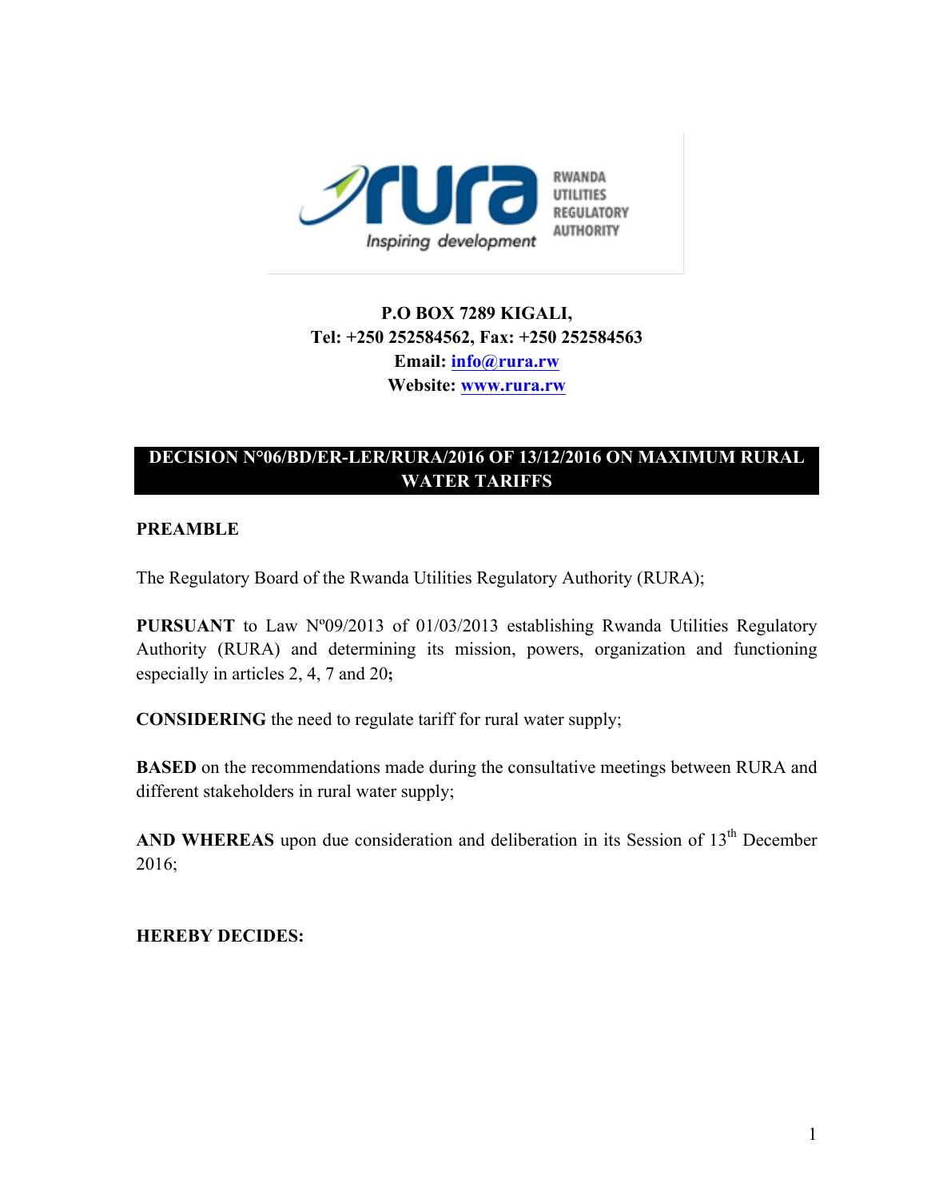RWANDA UTILITIES REGULATORY AUTHORITY

Inspiring development

**P.O BOX 7289 KIGALI,**
**Tel: +250 252584562, Fax: +250 252584563**
**Email: info@rura.rw**
**Website: www.rura.rw**

# DECISION N°06/BD/ER-LER/RURA/2016 OF 13/12/2016 ON MAXIMUM RURAL WATER TARIFFS

**PREAMBLE**

The Regulatory Board of the Rwanda Utilities Regulatory Authority (RURA);

**PURSUANT** to Law Nº09/2013 of 01/03/2013 establishing Rwanda Utilities Regulatory Authority (RURA) and determining its mission, powers, organization and functioning especially in articles 2, 4, 7 and 20**;**

**CONSIDERING** the need to regulate tariff for rural water supply;

**BASED** on the recommendations made during the consultative meetings between RURA and different stakeholders in rural water supply;

**AND WHEREAS** upon due consideration and deliberation in its Session of 13th December 2016;

**HEREBY DECIDES:**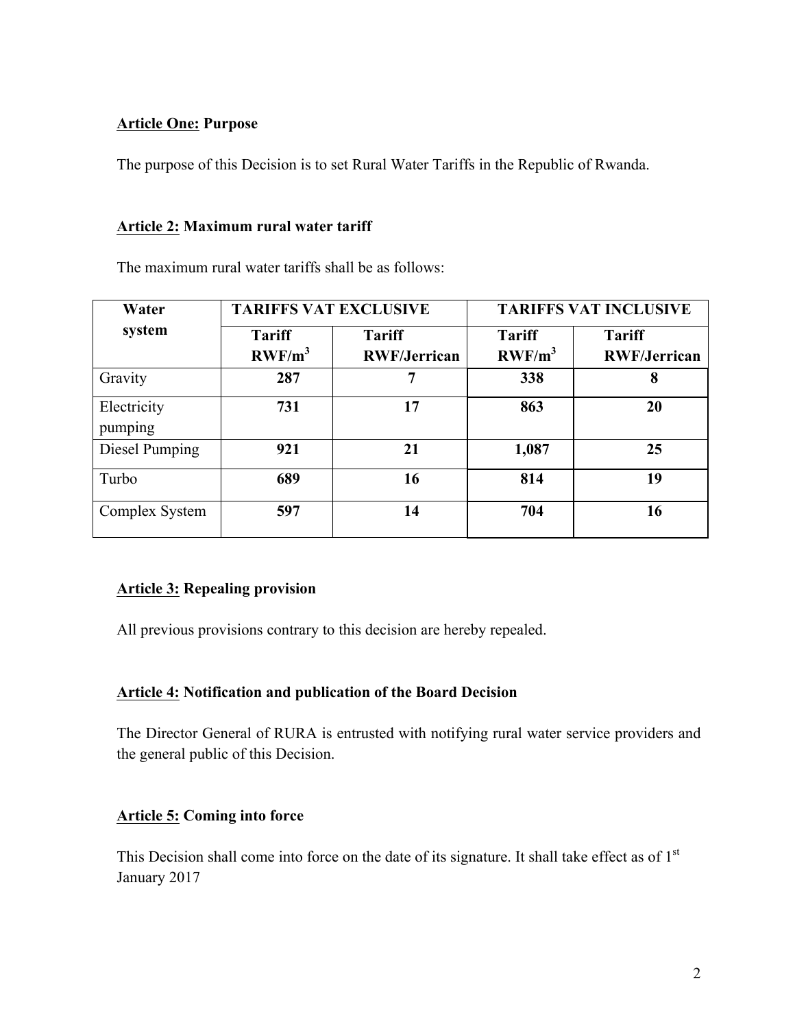**<u>Article One:</u> Purpose**

The purpose of this Decision is to set Rural Water Tariffs in the Republic of Rwanda.

**<u>Article 2:</u> Maximum rural water tariff**

The maximum rural water tariffs shall be as follows:

| Water system | TARIFFS VAT EXCLUSIVE | | TARIFFS VAT INCLUSIVE | |
|---|---|---|---|---|
| | Tariff RWF/$m^3$ | Tariff RWF/Jerrican | Tariff RWF/$m^3$ | Tariff RWF/Jerrican |
| Gravity | **287** | **7** | **338** | **8** |
| Electricity pumping | **731** | **17** | **863** | **20** |
| Diesel Pumping | **921** | **21** | **1,087** | **25** |
| Turbo | **689** | **16** | **814** | **19** |
| Complex System | **597** | **14** | **704** | **16** |

**<u>Article 3:</u> Repealing provision**

All previous provisions contrary to this decision are hereby repealed.

**<u>Article 4:</u> Notification and publication of the Board Decision**

The Director General of RURA is entrusted with notifying rural water service providers and the general public of this Decision.

**<u>Article 5:</u> Coming into force**

This Decision shall come into force on the date of its signature. It shall take effect as of 1st January 2017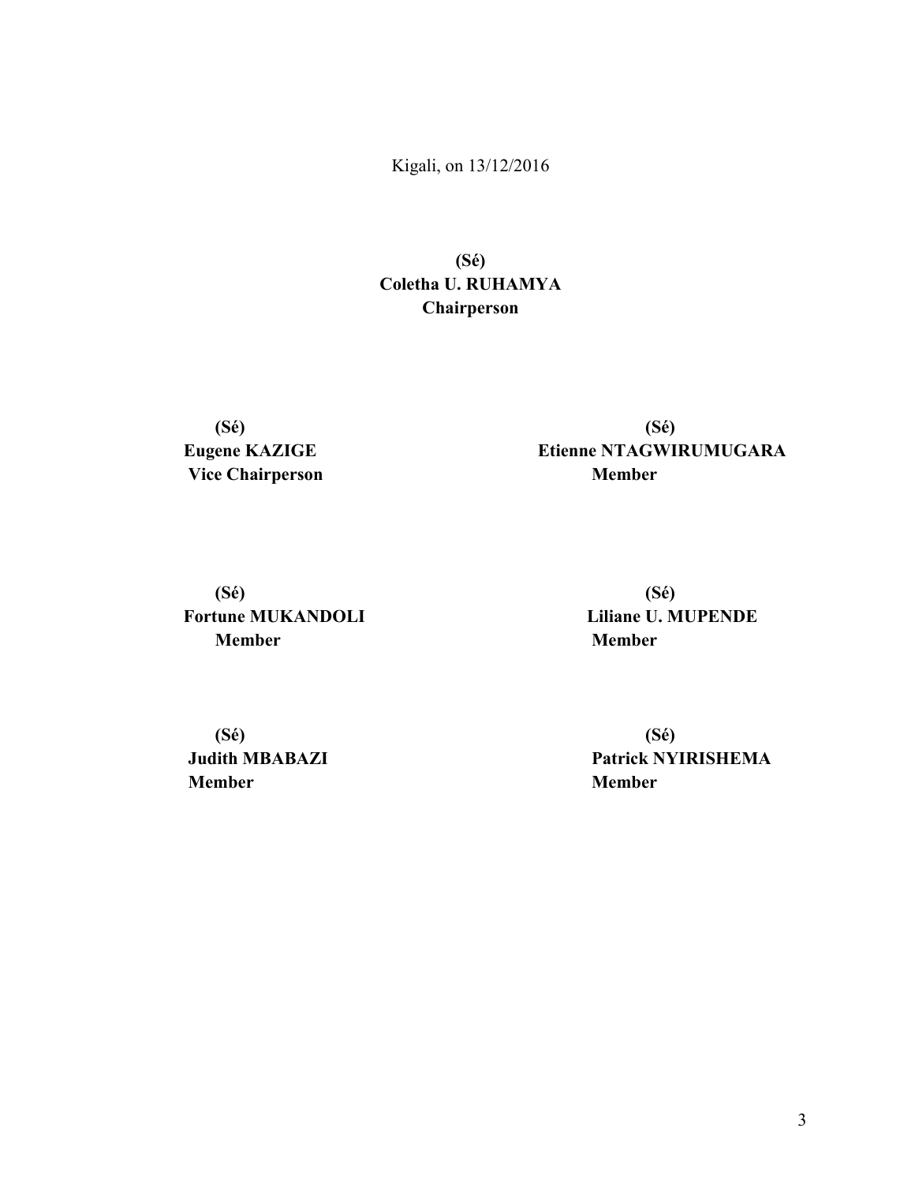Kigali, on 13/12/2016

**(Sé)**
**Coletha U. RUHAMYA**
**Chairperson**

**(Sé)**
**Eugene KAZIGE**
**Vice Chairperson**

**(Sé)**
**Etienne NTAGWIRUMUGARA**
**Member**

**(Sé)**
**Fortune MUKANDOLI**
**Member**

**(Sé)**
**Liliane U. MUPENDE**
**Member**

**(Sé)**
**Judith MBABAZI**
**Member**

**(Sé)**
**Patrick NYIRISHEMA**
**Member**